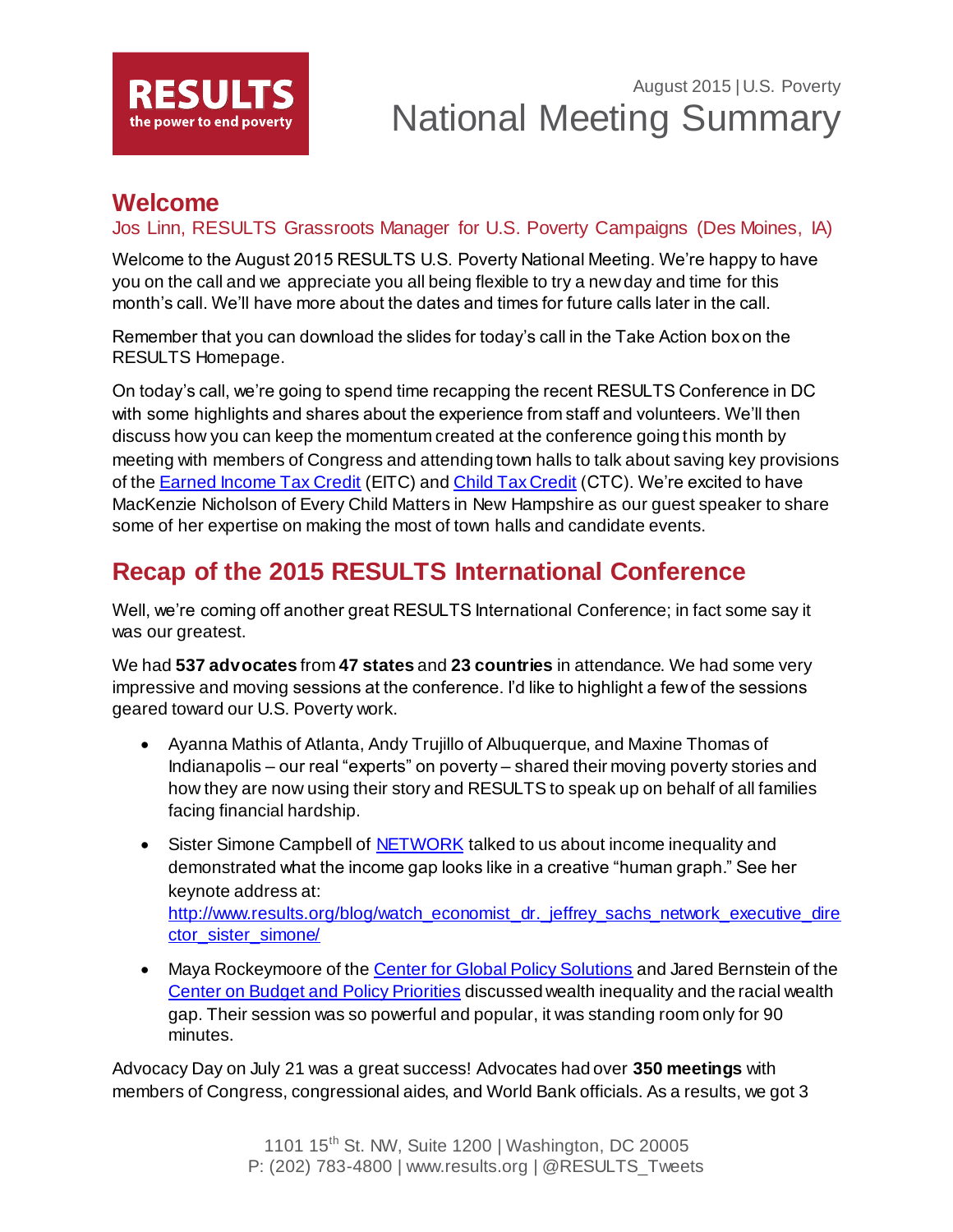**RESULTS**
the power to end poverty

August 2015 | U.S. Poverty

# National Meeting Summary

## Welcome

Jos Linn, RESULTS Grassroots Manager for U.S. Poverty Campaigns (Des Moines, IA)

Welcome to the August 2015 RESULTS U.S. Poverty National Meeting. We're happy to have you on the call and we appreciate you all being flexible to try a new day and time for this month's call. We'll have more about the dates and times for future calls later in the call.

Remember that you can download the slides for today's call in the Take Action box on the RESULTS Homepage.

On today's call, we're going to spend time recapping the recent RESULTS Conference in DC with some highlights and shares about the experience from staff and volunteers. We'll then discuss how you can keep the momentum created at the conference going this month by meeting with members of Congress and attending town halls to talk about saving key provisions of the Earned Income Tax Credit (EITC) and Child Tax Credit (CTC). We're excited to have MacKenzie Nicholson of Every Child Matters in New Hampshire as our guest speaker to share some of her expertise on making the most of town halls and candidate events.

## Recap of the 2015 RESULTS International Conference

Well, we're coming off another great RESULTS International Conference; in fact some say it was our greatest.

We had **537 advocates** from **47 states** and **23 countries** in attendance. We had some very impressive and moving sessions at the conference. I'd like to highlight a few of the sessions geared toward our U.S. Poverty work.

- Ayanna Mathis of Atlanta, Andy Trujillo of Albuquerque, and Maxine Thomas of Indianapolis – our real "experts" on poverty – shared their moving poverty stories and how they are now using their story and RESULTS to speak up on behalf of all families facing financial hardship.
- Sister Simone Campbell of NETWORK talked to us about income inequality and demonstrated what the income gap looks like in a creative "human graph." See her keynote address at: http://www.results.org/blog/watch_economist_dr._jeffrey_sachs_network_executive_director_sister_simone/
- Maya Rockeymoore of the Center for Global Policy Solutions and Jared Bernstein of the Center on Budget and Policy Priorities discussed wealth inequality and the racial wealth gap. Their session was so powerful and popular, it was standing room only for 90 minutes.

Advocacy Day on July 21 was a great success! Advocates had over **350 meetings** with members of Congress, congressional aides, and World Bank officials. As a results, we got 3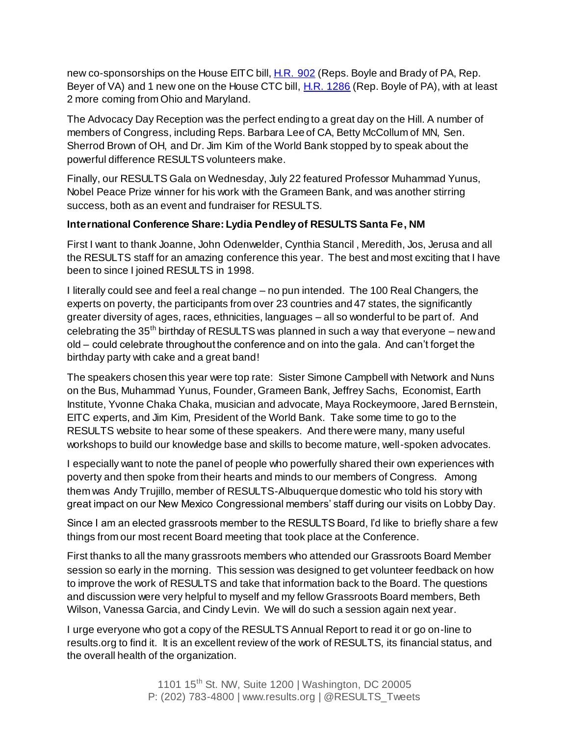new co-sponsorships on the House EITC bill, [H.R. 902] (Reps. Boyle and Brady of PA, Rep. Beyer of VA) and 1 new one on the House CTC bill, [H.R. 1286] (Rep. Boyle of PA), with at least 2 more coming from Ohio and Maryland.

The Advocacy Day Reception was the perfect ending to a great day on the Hill. A number of members of Congress, including Reps. Barbara Lee of CA, Betty McCollum of MN, Sen. Sherrod Brown of OH, and Dr. Jim Kim of the World Bank stopped by to speak about the powerful difference RESULTS volunteers make.

Finally, our RESULTS Gala on Wednesday, July 22 featured Professor Muhammad Yunus, Nobel Peace Prize winner for his work with the Grameen Bank, and was another stirring success, both as an event and fundraiser for RESULTS.

**International Conference Share: Lydia Pendley of RESULTS Santa Fe, NM**

First I want to thank Joanne, John Odenwelder, Cynthia Stancil , Meredith, Jos, Jerusa and all the RESULTS staff for an amazing conference this year. The best and most exciting that I have been to since I joined RESULTS in 1998.

I literally could see and feel a real change – no pun intended. The 100 Real Changers, the experts on poverty, the participants from over 23 countries and 47 states, the significantly greater diversity of ages, races, ethnicities, languages – all so wonderful to be part of. And celebrating the 35th birthday of RESULTS was planned in such a way that everyone – new and old – could celebrate throughout the conference and on into the gala. And can't forget the birthday party with cake and a great band!

The speakers chosen this year were top rate: Sister Simone Campbell with Network and Nuns on the Bus, Muhammad Yunus, Founder, Grameen Bank, Jeffrey Sachs, Economist, Earth Institute, Yvonne Chaka Chaka, musician and advocate, Maya Rockeymoore, Jared Bernstein, EITC experts, and Jim Kim, President of the World Bank. Take some time to go to the RESULTS website to hear some of these speakers. And there were many, many useful workshops to build our knowledge base and skills to become mature, well-spoken advocates.

I especially want to note the panel of people who powerfully shared their own experiences with poverty and then spoke from their hearts and minds to our members of Congress. Among them was Andy Trujillo, member of RESULTS-Albuquerque domestic who told his story with great impact on our New Mexico Congressional members' staff during our visits on Lobby Day.

Since I am an elected grassroots member to the RESULTS Board, I'd like to briefly share a few things from our most recent Board meeting that took place at the Conference.

First thanks to all the many grassroots members who attended our Grassroots Board Member session so early in the morning. This session was designed to get volunteer feedback on how to improve the work of RESULTS and take that information back to the Board. The questions and discussion were very helpful to myself and my fellow Grassroots Board members, Beth Wilson, Vanessa Garcia, and Cindy Levin. We will do such a session again next year.

I urge everyone who got a copy of the RESULTS Annual Report to read it or go on-line to results.org to find it. It is an excellent review of the work of RESULTS, its financial status, and the overall health of the organization.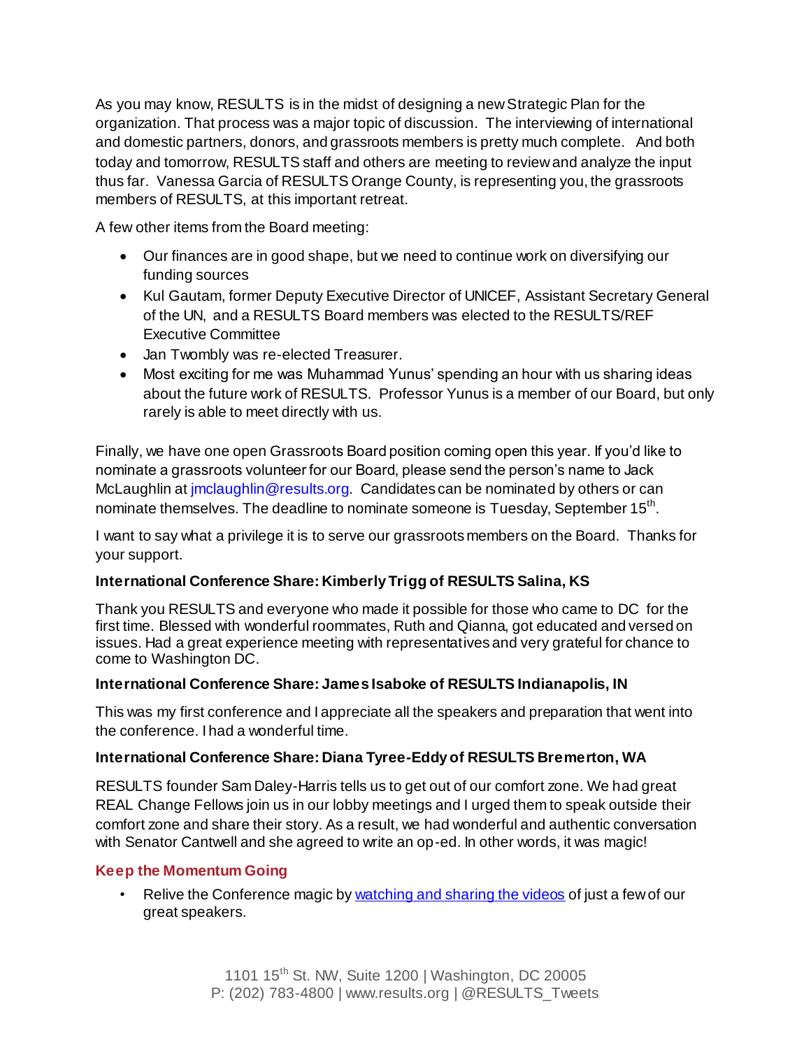As you may know, RESULTS is in the midst of designing a new Strategic Plan for the organization. That process was a major topic of discussion. The interviewing of international and domestic partners, donors, and grassroots members is pretty much complete. And both today and tomorrow, RESULTS staff and others are meeting to review and analyze the input thus far. Vanessa Garcia of RESULTS Orange County, is representing you, the grassroots members of RESULTS, at this important retreat.

A few other items from the Board meeting:

- Our finances are in good shape, but we need to continue work on diversifying our funding sources
- Kul Gautam, former Deputy Executive Director of UNICEF, Assistant Secretary General of the UN, and a RESULTS Board members was elected to the RESULTS/REF Executive Committee
- Jan Twombly was re-elected Treasurer.
- Most exciting for me was Muhammad Yunus' spending an hour with us sharing ideas about the future work of RESULTS. Professor Yunus is a member of our Board, but only rarely is able to meet directly with us.

Finally, we have one open Grassroots Board position coming open this year. If you'd like to nominate a grassroots volunteer for our Board, please send the person's name to Jack McLaughlin at jmclaughlin@results.org. Candidates can be nominated by others or can nominate themselves. The deadline to nominate someone is Tuesday, September 15th.

I want to say what a privilege it is to serve our grassroots members on the Board. Thanks for your support.

**International Conference Share: Kimberly Trigg of RESULTS Salina, KS**

Thank you RESULTS and everyone who made it possible for those who came to DC for the first time. Blessed with wonderful roommates, Ruth and Qianna, got educated and versed on issues. Had a great experience meeting with representatives and very grateful for chance to come to Washington DC.

**International Conference Share: James Isaboke of RESULTS Indianapolis, IN**

This was my first conference and I appreciate all the speakers and preparation that went into the conference. I had a wonderful time.

**International Conference Share: Diana Tyree-Eddy of RESULTS Bremerton, WA**

RESULTS founder Sam Daley-Harris tells us to get out of our comfort zone. We had great REAL Change Fellows join us in our lobby meetings and I urged them to speak outside their comfort zone and share their story. As a result, we had wonderful and authentic conversation with Senator Cantwell and she agreed to write an op-ed. In other words, it was magic!

### Keep the Momentum Going

- Relive the Conference magic by watching and sharing the videos of just a few of our great speakers.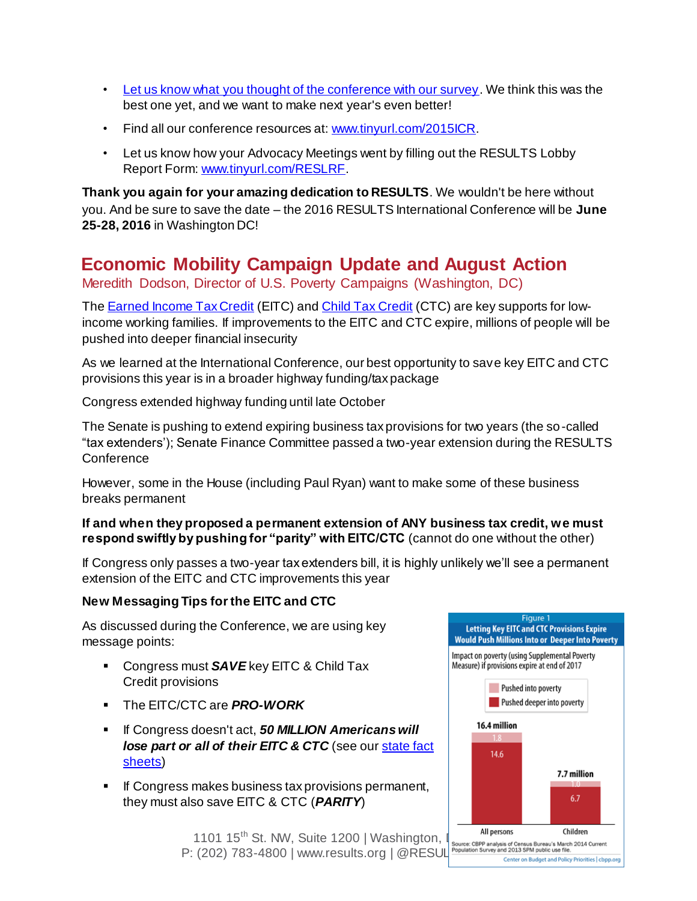- [Let us know what you thought of the conference with our survey](). We think this was the best one yet, and we want to make next year's even better!
- Find all our conference resources at: [www.tinyurl.com/2015ICR]().
- Let us know how your Advocacy Meetings went by filling out the RESULTS Lobby Report Form: [www.tinyurl.com/RESLRF]().

**Thank you again for your amazing dedication to RESULTS**. We wouldn't be here without you. And be sure to save the date – the 2016 RESULTS International Conference will be **June 25-28, 2016** in Washington DC!

## Economic Mobility Campaign Update and August Action

Meredith Dodson, Director of U.S. Poverty Campaigns (Washington, DC)

The [Earned Income Tax Credit]() (EITC) and [Child Tax Credit]() (CTC) are key supports for low-income working families. If improvements to the EITC and CTC expire, millions of people will be pushed into deeper financial insecurity

As we learned at the International Conference, our best opportunity to save key EITC and CTC provisions this year is in a broader highway funding/tax package

Congress extended highway funding until late October

The Senate is pushing to extend expiring business tax provisions for two years (the so-called "tax extenders'); Senate Finance Committee passed a two-year extension during the RESULTS Conference

However, some in the House (including Paul Ryan) want to make some of these business breaks permanent

**If and when they proposed a permanent extension of ANY business tax credit, we must respond swiftly by pushing for "parity" with EITC/CTC** (cannot do one without the other)

If Congress only passes a two-year tax extenders bill, it is highly unlikely we'll see a permanent extension of the EITC and CTC improvements this year

### New Messaging Tips for the EITC and CTC

As discussed during the Conference, we are using key message points:

- Congress must ***SAVE*** key EITC & Child Tax Credit provisions
- The EITC/CTC are ***PRO-WORK***
- If Congress doesn't act, ***50 MILLION Americans will lose part or all of their EITC & CTC*** (see our [state fact sheets]())
- If Congress makes business tax provisions permanent, they must also save EITC & CTC (***PARITY***)

**Figure 1**
**Letting Key EITC and CTC Provisions Expire Would Push Millions Into or Deeper Into Poverty**

Impact on poverty (using Supplemental Poverty Measure) if provisions expire at end of 2017

| | All persons | Children |
|---|---|---|
| Pushed into poverty | 1.8 | 1.0 |
| Pushed deeper into poverty | 14.6 | 6.7 |
| Total | 16.4 million | 7.7 million |

Source: CBPP analysis of Census Bureau's March 2014 Current Population Survey and 2013 SPM public use file.
Center on Budget and Policy Priorities | cbpp.org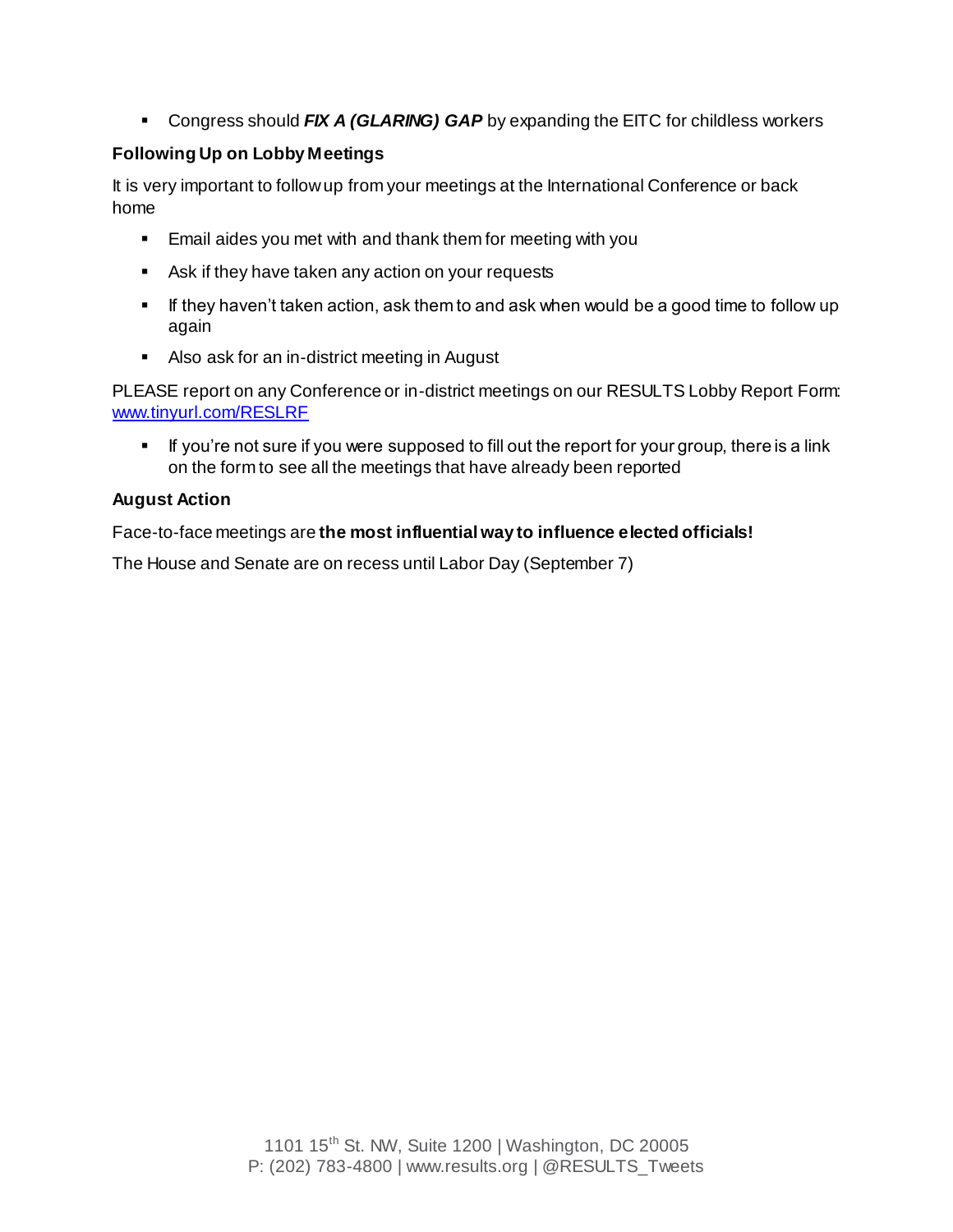- Congress should ***FIX A (GLARING) GAP*** by expanding the EITC for childless workers

### Following Up on Lobby Meetings

It is very important to follow up from your meetings at the International Conference or back home

- Email aides you met with and thank them for meeting with you
- Ask if they have taken any action on your requests
- If they haven't taken action, ask them to and ask when would be a good time to follow up again
- Also ask for an in-district meeting in August

PLEASE report on any Conference or in-district meetings on our RESULTS Lobby Report Form: [www.tinyurl.com/RESLRF](www.tinyurl.com/RESLRF)

- If you're not sure if you were supposed to fill out the report for your group, there is a link on the form to see all the meetings that have already been reported

### August Action

Face-to-face meetings are **the most influential way to influence elected officials!**

The House and Senate are on recess until Labor Day (September 7)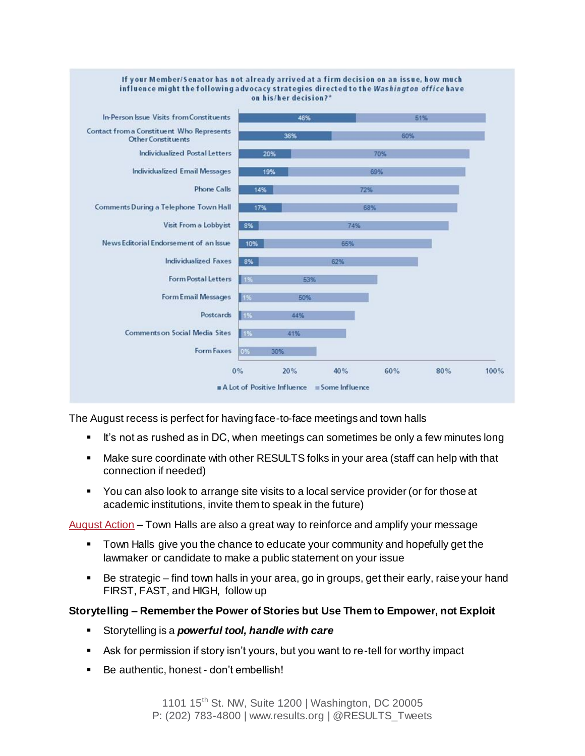**If your Member/Senator has not already arrived at a firm decision on an issue, how much influence might the following advocacy strategies directed to the *Washington office* have on his/her decision?***

| Advocacy Strategy | A Lot of Positive Influence | Some Influence |
|---|---|---|
| In-Person Issue Visits from Constituents | 46% | 51% |
| Contact from a Constituent Who Represents Other Constituents | 36% | 60% |
| Individualized Postal Letters | 20% | 70% |
| Individualized Email Messages | 19% | 69% |
| Phone Calls | 14% | 72% |
| Comments During a Telephone Town Hall | 17% | 68% |
| Visit From a Lobbyist | 8% | 74% |
| News Editorial Endorsement of an Issue | 10% | 65% |
| Individualized Faxes | 8% | 62% |
| Form Postal Letters | 1% | 53% |
| Form Email Messages | 1% | 50% |
| Postcards | 1% | 44% |
| Comments on Social Media Sites | 1% | 41% |
| Form Faxes | 0% | 30% |

The August recess is perfect for having face-to-face meetings and town halls

- It's not as rushed as in DC, when meetings can sometimes be only a few minutes long
- Make sure coordinate with other RESULTS folks in your area (staff can help with that connection if needed)
- You can also look to arrange site visits to a local service provider (or for those at academic institutions, invite them to speak in the future)

August Action – Town Halls are also a great way to reinforce and amplify your message

- Town Halls give you the chance to educate your community and hopefully get the lawmaker or candidate to make a public statement on your issue
- Be strategic – find town halls in your area, go in groups, get their early, raise your hand FIRST, FAST, and HIGH, follow up

**Storytelling – Remember the Power of Stories but Use Them to Empower, not Exploit**

- Storytelling is a ***powerful tool, handle with care***
- Ask for permission if story isn't yours, but you want to re-tell for worthy impact
- Be authentic, honest - don't embellish!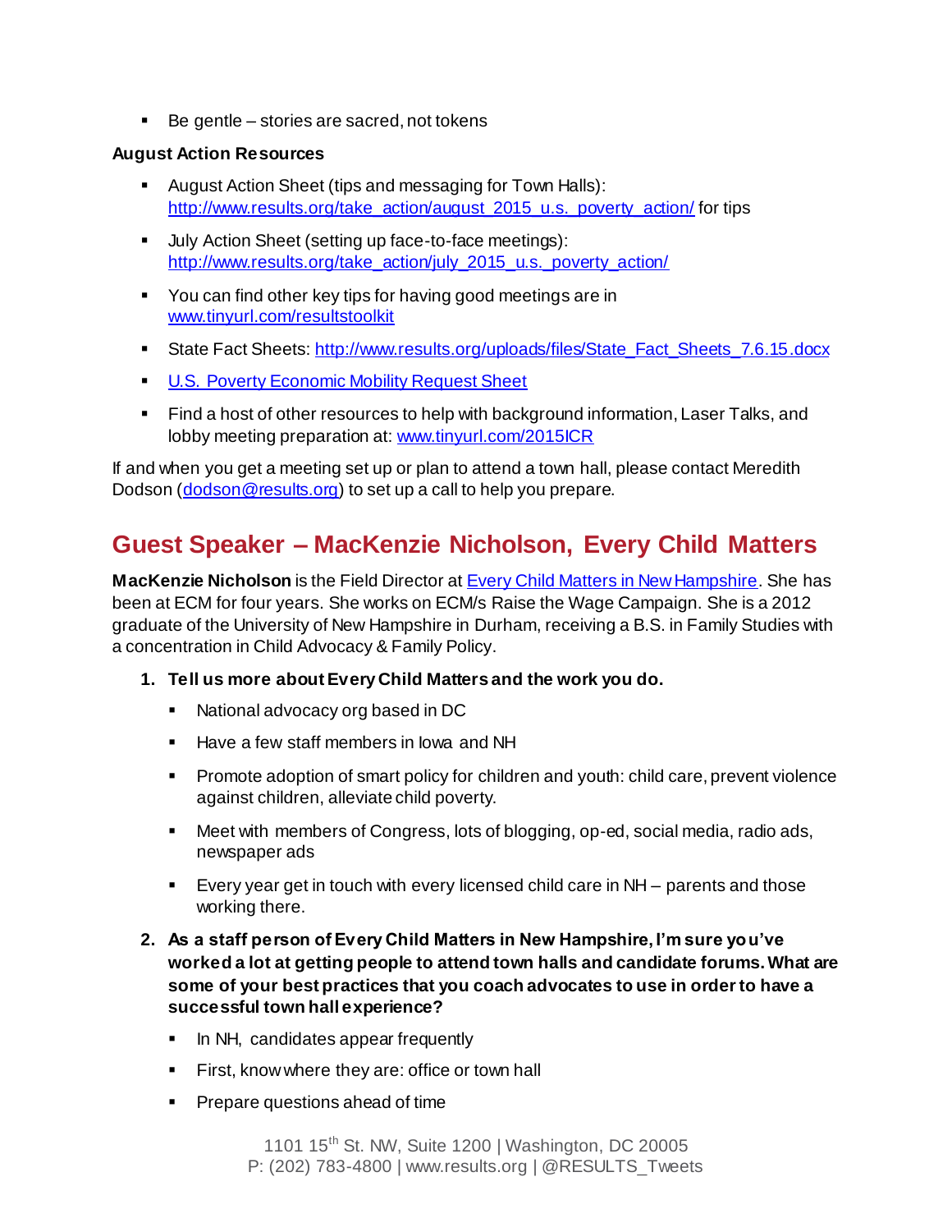- Be gentle – stories are sacred, not tokens

**August Action Resources**

- August Action Sheet (tips and messaging for Town Halls): [http://www.results.org/take_action/august_2015_u.s._poverty_action/](http://www.results.org/take_action/august_2015_u.s._poverty_action/) for tips
- July Action Sheet (setting up face-to-face meetings): [http://www.results.org/take_action/july_2015_u.s._poverty_action/](http://www.results.org/take_action/july_2015_u.s._poverty_action/)
- You can find other key tips for having good meetings are in [www.tinyurl.com/resultstoolkit](www.tinyurl.com/resultstoolkit)
- State Fact Sheets: [http://www.results.org/uploads/files/State_Fact_Sheets_7.6.15.docx](http://www.results.org/uploads/files/State_Fact_Sheets_7.6.15.docx)
- U.S. Poverty Economic Mobility Request Sheet
- Find a host of other resources to help with background information, Laser Talks, and lobby meeting preparation at: [www.tinyurl.com/2015ICR](www.tinyurl.com/2015ICR)

If and when you get a meeting set up or plan to attend a town hall, please contact Meredith Dodson (dodson@results.org) to set up a call to help you prepare.

## Guest Speaker – MacKenzie Nicholson, Every Child Matters

**MacKenzie Nicholson** is the Field Director at Every Child Matters in New Hampshire. She has been at ECM for four years. She works on ECM/s Raise the Wage Campaign. She is a 2012 graduate of the University of New Hampshire in Durham, receiving a B.S. in Family Studies with a concentration in Child Advocacy & Family Policy.

1. **Tell us more about Every Child Matters and the work you do.**
   - National advocacy org based in DC
   - Have a few staff members in Iowa and NH
   - Promote adoption of smart policy for children and youth: child care, prevent violence against children, alleviate child poverty.
   - Meet with members of Congress, lots of blogging, op-ed, social media, radio ads, newspaper ads
   - Every year get in touch with every licensed child care in NH – parents and those working there.
2. **As a staff person of Every Child Matters in New Hampshire, I'm sure you've worked a lot at getting people to attend town halls and candidate forums. What are some of your best practices that you coach advocates to use in order to have a successful town hall experience?**
   - In NH, candidates appear frequently
   - First, know where they are: office or town hall
   - Prepare questions ahead of time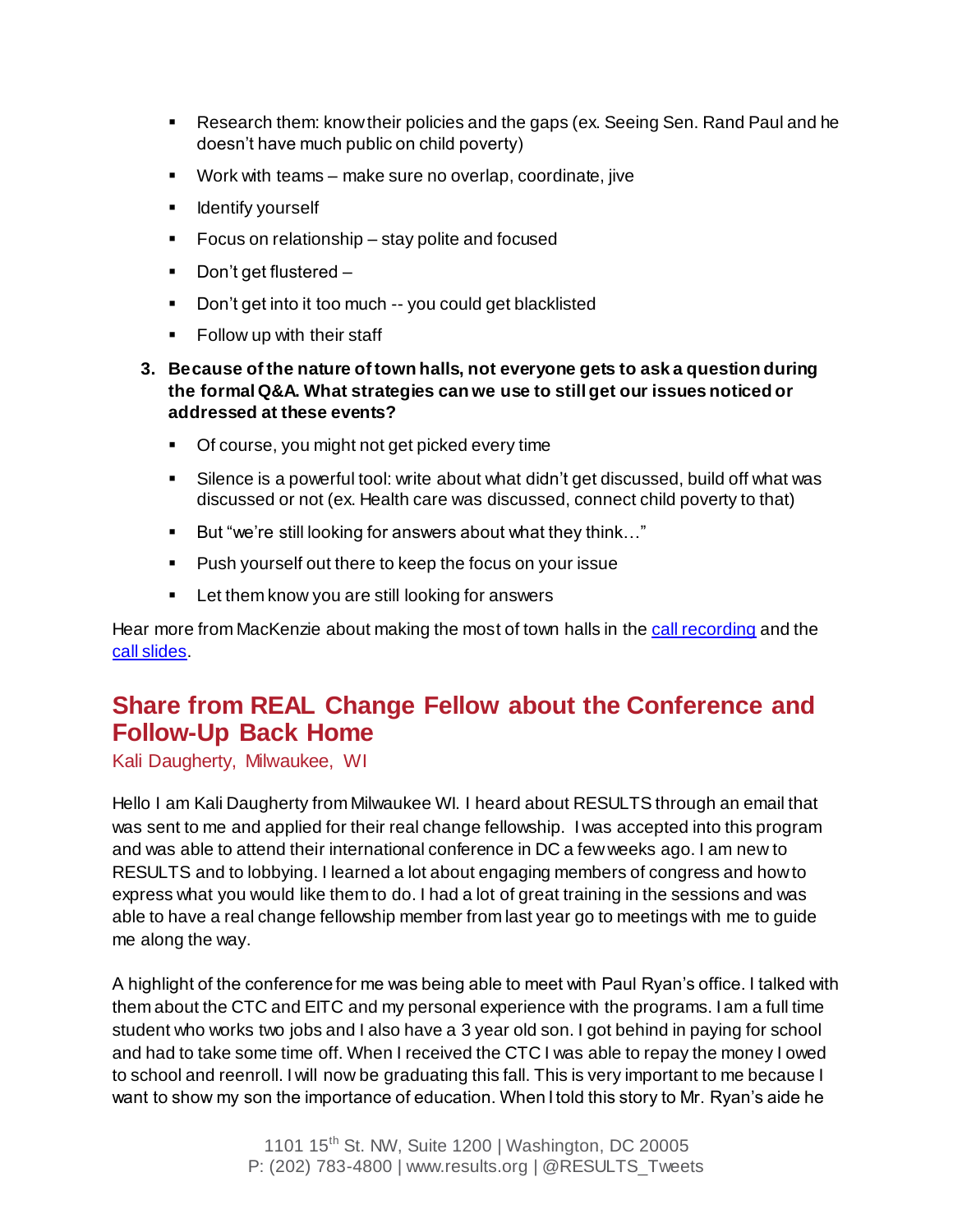- Research them: know their policies and the gaps (ex. Seeing Sen. Rand Paul and he doesn't have much public on child poverty)
- Work with teams – make sure no overlap, coordinate, jive
- Identify yourself
- Focus on relationship – stay polite and focused
- Don't get flustered –
- Don't get into it too much -- you could get blacklisted
- Follow up with their staff

3. **Because of the nature of town halls, not everyone gets to ask a question during the formal Q&A. What strategies can we use to still get our issues noticed or addressed at these events?**
   - Of course, you might not get picked every time
   - Silence is a powerful tool: write about what didn't get discussed, build off what was discussed or not (ex. Health care was discussed, connect child poverty to that)
   - But "we're still looking for answers about what they think…"
   - Push yourself out there to keep the focus on your issue
   - Let them know you are still looking for answers

Hear more from MacKenzie about making the most of town halls in the call recording and the call slides.

## Share from REAL Change Fellow about the Conference and Follow-Up Back Home

Kali Daugherty, Milwaukee, WI

Hello I am Kali Daugherty from Milwaukee WI. I heard about RESULTS through an email that was sent to me and applied for their real change fellowship. I was accepted into this program and was able to attend their international conference in DC a few weeks ago. I am new to RESULTS and to lobbying. I learned a lot about engaging members of congress and how to express what you would like them to do. I had a lot of great training in the sessions and was able to have a real change fellowship member from last year go to meetings with me to guide me along the way.

A highlight of the conference for me was being able to meet with Paul Ryan's office. I talked with them about the CTC and EITC and my personal experience with the programs. I am a full time student who works two jobs and I also have a 3 year old son. I got behind in paying for school and had to take some time off. When I received the CTC I was able to repay the money I owed to school and reenroll. I will now be graduating this fall. This is very important to me because I want to show my son the importance of education. When I told this story to Mr. Ryan's aide he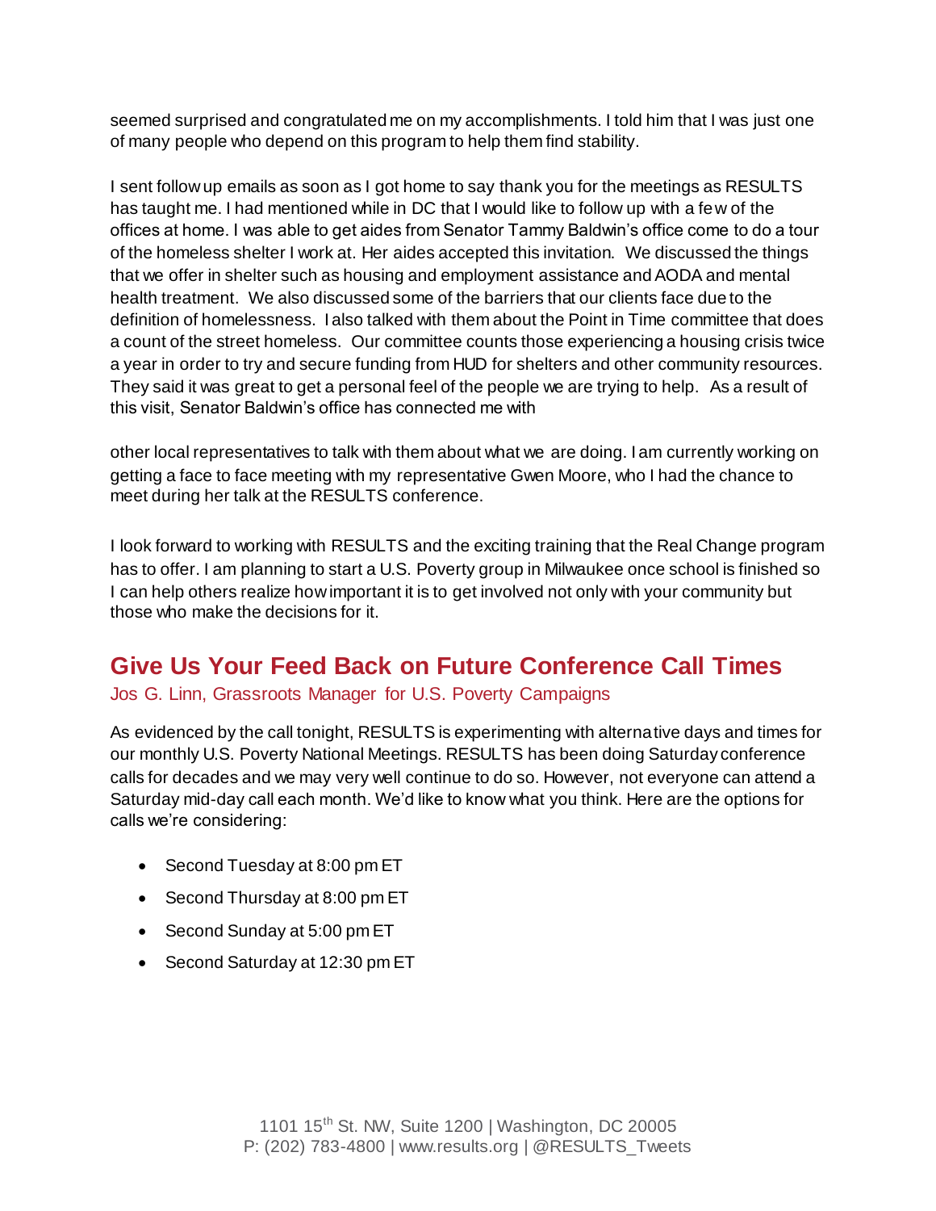seemed surprised and congratulated me on my accomplishments. I told him that I was just one of many people who depend on this program to help them find stability.

I sent follow up emails as soon as I got home to say thank you for the meetings as RESULTS has taught me. I had mentioned while in DC that I would like to follow up with a few of the offices at home. I was able to get aides from Senator Tammy Baldwin's office come to do a tour of the homeless shelter I work at. Her aides accepted this invitation. We discussed the things that we offer in shelter such as housing and employment assistance and AODA and mental health treatment. We also discussed some of the barriers that our clients face due to the definition of homelessness. I also talked with them about the Point in Time committee that does a count of the street homeless. Our committee counts those experiencing a housing crisis twice a year in order to try and secure funding from HUD for shelters and other community resources. They said it was great to get a personal feel of the people we are trying to help. As a result of this visit, Senator Baldwin's office has connected me with other local representatives to talk with them about what we are doing. I am currently working on getting a face to face meeting with my representative Gwen Moore, who I had the chance to meet during her talk at the RESULTS conference.

I look forward to working with RESULTS and the exciting training that the Real Change program has to offer. I am planning to start a U.S. Poverty group in Milwaukee once school is finished so I can help others realize how important it is to get involved not only with your community but those who make the decisions for it.

## Give Us Your Feed Back on Future Conference Call Times

Jos G. Linn, Grassroots Manager for U.S. Poverty Campaigns

As evidenced by the call tonight, RESULTS is experimenting with alternative days and times for our monthly U.S. Poverty National Meetings. RESULTS has been doing Saturday conference calls for decades and we may very well continue to do so. However, not everyone can attend a Saturday mid-day call each month. We'd like to know what you think. Here are the options for calls we're considering:

- Second Tuesday at 8:00 pm ET
- Second Thursday at 8:00 pm ET
- Second Sunday at 5:00 pm ET
- Second Saturday at 12:30 pm ET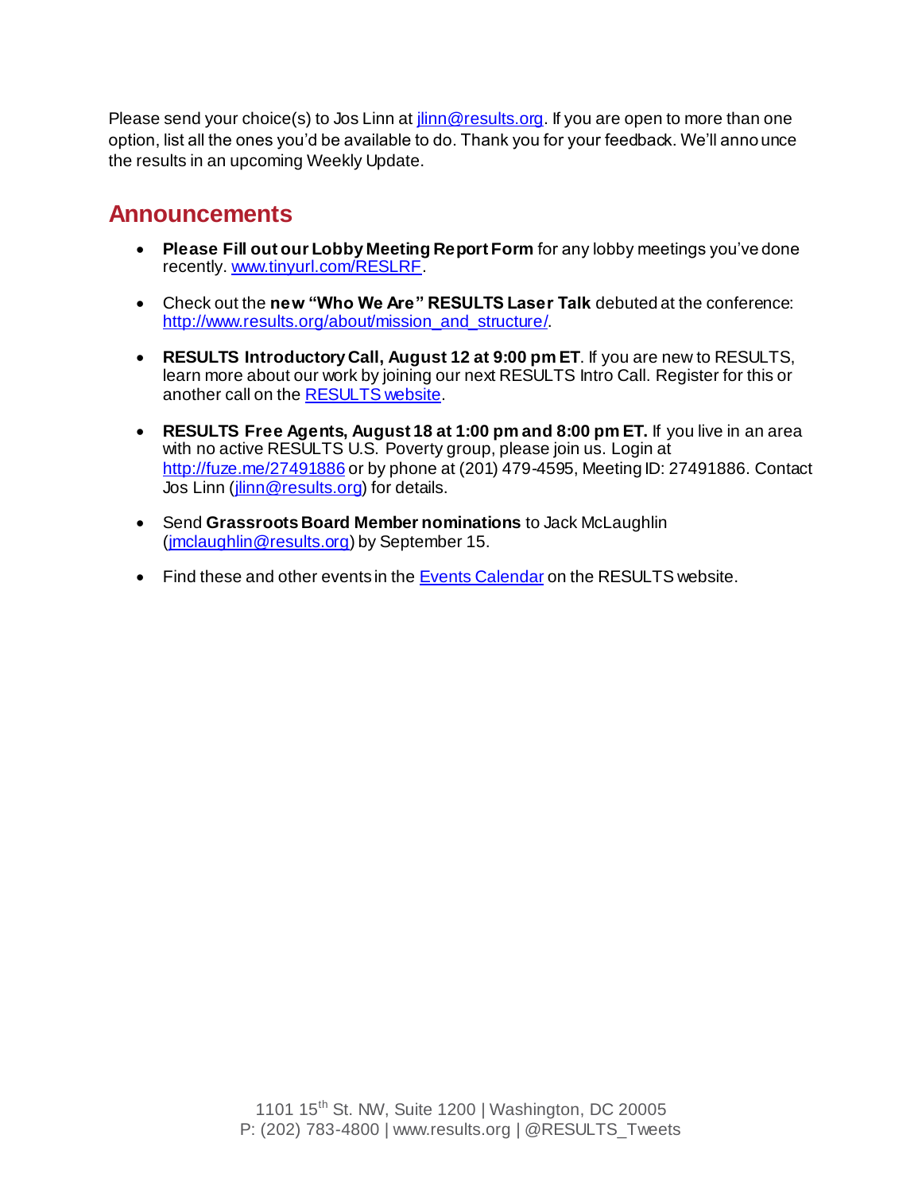Please send your choice(s) to Jos Linn at jlinn@results.org. If you are open to more than one option, list all the ones you'd be available to do. Thank you for your feedback. We'll announce the results in an upcoming Weekly Update.

## Announcements

- **Please Fill out our Lobby Meeting Report Form** for any lobby meetings you've done recently. www.tinyurl.com/RESLRF.
- Check out the **new "Who We Are" RESULTS Laser Talk** debuted at the conference: http://www.results.org/about/mission_and_structure/.
- **RESULTS Introductory Call, August 12 at 9:00 pm ET**. If you are new to RESULTS, learn more about our work by joining our next RESULTS Intro Call. Register for this or another call on the RESULTS website.
- **RESULTS Free Agents, August 18 at 1:00 pm and 8:00 pm ET.** If you live in an area with no active RESULTS U.S. Poverty group, please join us. Login at http://fuze.me/27491886 or by phone at (201) 479-4595, Meeting ID: 27491886. Contact Jos Linn (jlinn@results.org) for details.
- Send **Grassroots Board Member nominations** to Jack McLaughlin (jmclaughlin@results.org) by September 15.
- Find these and other events in the Events Calendar on the RESULTS website.

1101 15th St. NW, Suite 1200 | Washington, DC 20005
P: (202) 783-4800 | www.results.org | @RESULTS_Tweets